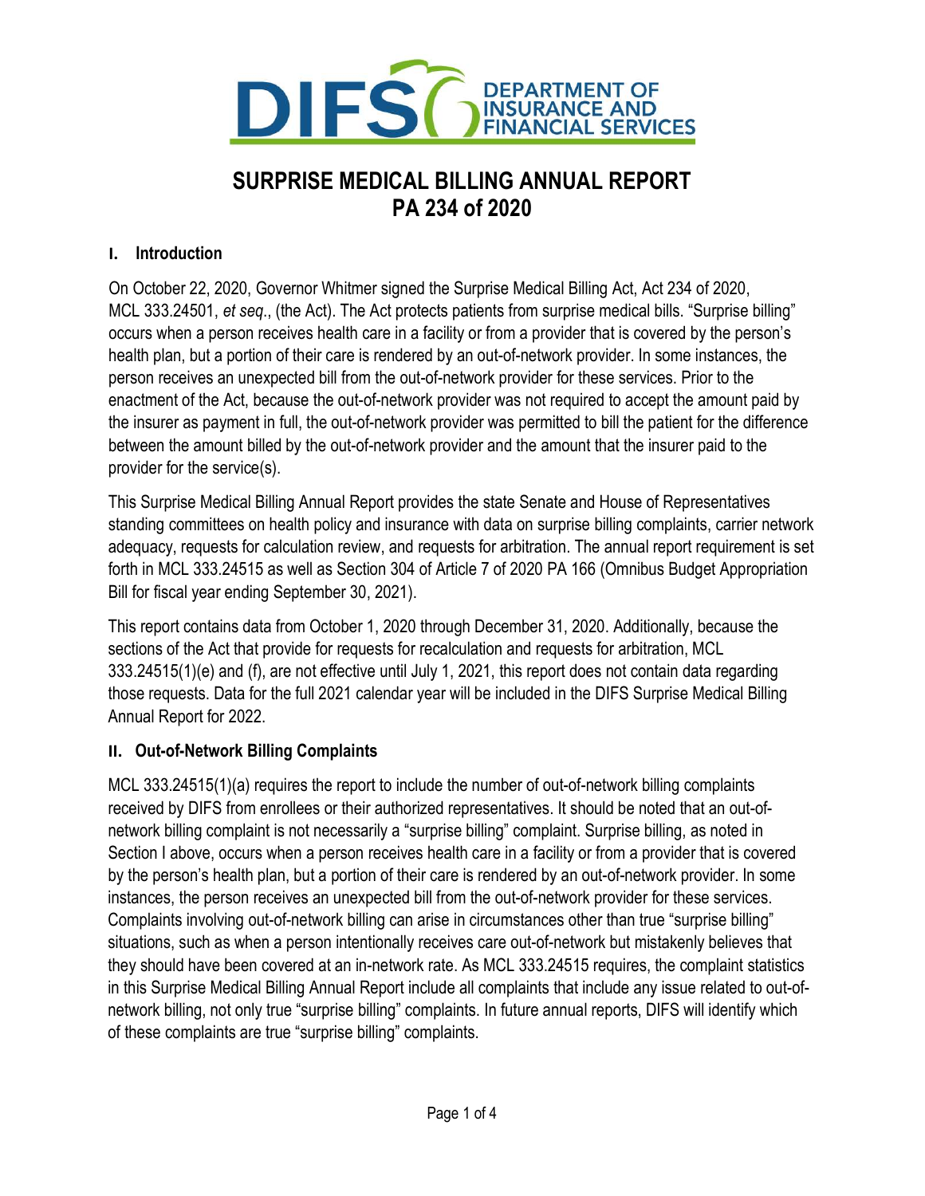DIFS DEPARTMENT OF INSURANCE AND FINANCIAL SERVICES

# SURPRISE MEDICAL BILLING ANNUAL REPORT PA 234 of 2020

## I. Introduction

On October 22, 2020, Governor Whitmer signed the Surprise Medical Billing Act, Act 234 of 2020, MCL 333.24501, *et seq*., (the Act). The Act protects patients from surprise medical bills. "Surprise billing" occurs when a person receives health care in a facility or from a provider that is covered by the person's health plan, but a portion of their care is rendered by an out-of-network provider. In some instances, the person receives an unexpected bill from the out-of-network provider for these services. Prior to the enactment of the Act, because the out-of-network provider was not required to accept the amount paid by the insurer as payment in full, the out-of-network provider was permitted to bill the patient for the difference between the amount billed by the out-of-network provider and the amount that the insurer paid to the provider for the service(s).

This Surprise Medical Billing Annual Report provides the state Senate and House of Representatives standing committees on health policy and insurance with data on surprise billing complaints, carrier network adequacy, requests for calculation review, and requests for arbitration. The annual report requirement is set forth in MCL 333.24515 as well as Section 304 of Article 7 of 2020 PA 166 (Omnibus Budget Appropriation Bill for fiscal year ending September 30, 2021).

This report contains data from October 1, 2020 through December 31, 2020. Additionally, because the sections of the Act that provide for requests for recalculation and requests for arbitration, MCL 333.24515(1)(e) and (f), are not effective until July 1, 2021, this report does not contain data regarding those requests. Data for the full 2021 calendar year will be included in the DIFS Surprise Medical Billing Annual Report for 2022.

## II. Out-of-Network Billing Complaints

MCL 333.24515(1)(a) requires the report to include the number of out-of-network billing complaints received by DIFS from enrollees or their authorized representatives. It should be noted that an out-of-network billing complaint is not necessarily a "surprise billing" complaint. Surprise billing, as noted in Section I above, occurs when a person receives health care in a facility or from a provider that is covered by the person's health plan, but a portion of their care is rendered by an out-of-network provider. In some instances, the person receives an unexpected bill from the out-of-network provider for these services. Complaints involving out-of-network billing can arise in circumstances other than true "surprise billing" situations, such as when a person intentionally receives care out-of-network but mistakenly believes that they should have been covered at an in-network rate. As MCL 333.24515 requires, the complaint statistics in this Surprise Medical Billing Annual Report include all complaints that include any issue related to out-of-network billing, not only true "surprise billing" complaints. In future annual reports, DIFS will identify which of these complaints are true "surprise billing" complaints.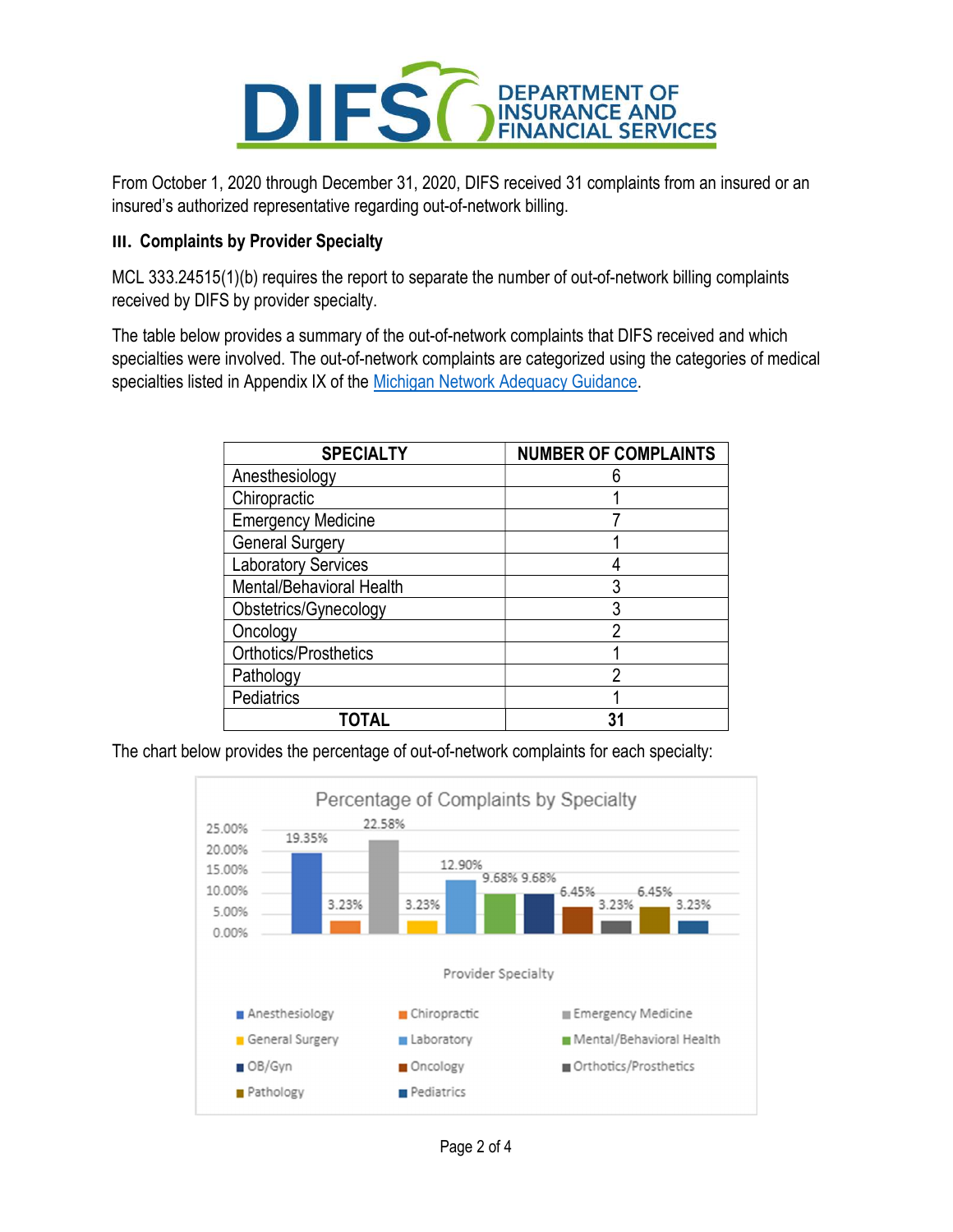From October 1, 2020 through December 31, 2020, DIFS received 31 complaints from an insured or an insured's authorized representative regarding out-of-network billing.

### III. Complaints by Provider Specialty

MCL 333.24515(1)(b) requires the report to separate the number of out-of-network billing complaints received by DIFS by provider specialty.

The table below provides a summary of the out-of-network complaints that DIFS received and which specialties were involved. The out-of-network complaints are categorized using the categories of medical specialties listed in Appendix IX of the Michigan Network Adequacy Guidance.

| SPECIALTY | NUMBER OF COMPLAINTS |
|---|---|
| Anesthesiology | 6 |
| Chiropractic | 1 |
| Emergency Medicine | 7 |
| General Surgery | 1 |
| Laboratory Services | 4 |
| Mental/Behavioral Health | 3 |
| Obstetrics/Gynecology | 3 |
| Oncology | 2 |
| Orthotics/Prosthetics | 1 |
| Pathology | 2 |
| Pediatrics | 1 |
| **TOTAL** | **31** |

The chart below provides the percentage of out-of-network complaints for each specialty:

**Percentage of Complaints by Specialty**

| Provider Specialty | Percentage |
|---|---|
| Anesthesiology | 19.35% |
| Chiropractic | 3.23% |
| Emergency Medicine | 22.58% |
| General Surgery | 3.23% |
| Laboratory | 12.90% |
| Mental/Behavioral Health | 9.68% |
| OB/Gyn | 9.68% |
| Oncology | 6.45% |
| Orthotics/Prosthetics | 3.23% |
| Pathology | 6.45% |
| Pediatrics | 3.23% |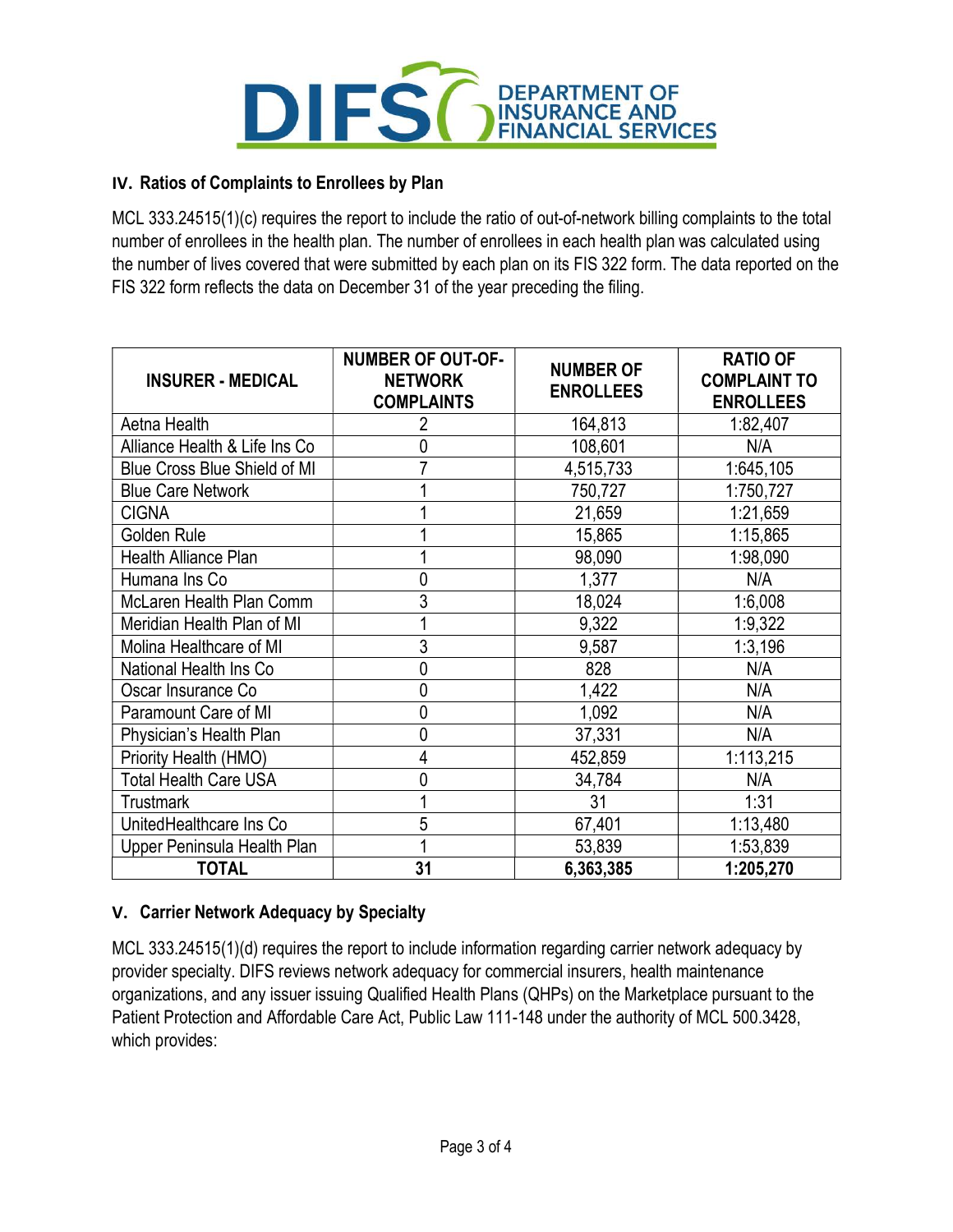## IV. Ratios of Complaints to Enrollees by Plan

MCL 333.24515(1)(c) requires the report to include the ratio of out-of-network billing complaints to the total number of enrollees in the health plan. The number of enrollees in each health plan was calculated using the number of lives covered that were submitted by each plan on its FIS 322 form. The data reported on the FIS 322 form reflects the data on December 31 of the year preceding the filing.

| INSURER - MEDICAL | NUMBER OF OUT-OF-NETWORK COMPLAINTS | NUMBER OF ENROLLEES | RATIO OF COMPLAINT TO ENROLLEES |
|---|---|---|---|
| Aetna Health | 2 | 164,813 | 1:82,407 |
| Alliance Health & Life Ins Co | 0 | 108,601 | N/A |
| Blue Cross Blue Shield of MI | 7 | 4,515,733 | 1:645,105 |
| Blue Care Network | 1 | 750,727 | 1:750,727 |
| CIGNA | 1 | 21,659 | 1:21,659 |
| Golden Rule | 1 | 15,865 | 1:15,865 |
| Health Alliance Plan | 1 | 98,090 | 1:98,090 |
| Humana Ins Co | 0 | 1,377 | N/A |
| McLaren Health Plan Comm | 3 | 18,024 | 1:6,008 |
| Meridian Health Plan of MI | 1 | 9,322 | 1:9,322 |
| Molina Healthcare of MI | 3 | 9,587 | 1:3,196 |
| National Health Ins Co | 0 | 828 | N/A |
| Oscar Insurance Co | 0 | 1,422 | N/A |
| Paramount Care of MI | 0 | 1,092 | N/A |
| Physician's Health Plan | 0 | 37,331 | N/A |
| Priority Health (HMO) | 4 | 452,859 | 1:113,215 |
| Total Health Care USA | 0 | 34,784 | N/A |
| Trustmark | 1 | 31 | 1:31 |
| UnitedHealthcare Ins Co | 5 | 67,401 | 1:13,480 |
| Upper Peninsula Health Plan | 1 | 53,839 | 1:53,839 |
| **TOTAL** | **31** | **6,363,385** | **1:205,270** |

## V. Carrier Network Adequacy by Specialty

MCL 333.24515(1)(d) requires the report to include information regarding carrier network adequacy by provider specialty. DIFS reviews network adequacy for commercial insurers, health maintenance organizations, and any issuer issuing Qualified Health Plans (QHPs) on the Marketplace pursuant to the Patient Protection and Affordable Care Act, Public Law 111-148 under the authority of MCL 500.3428, which provides: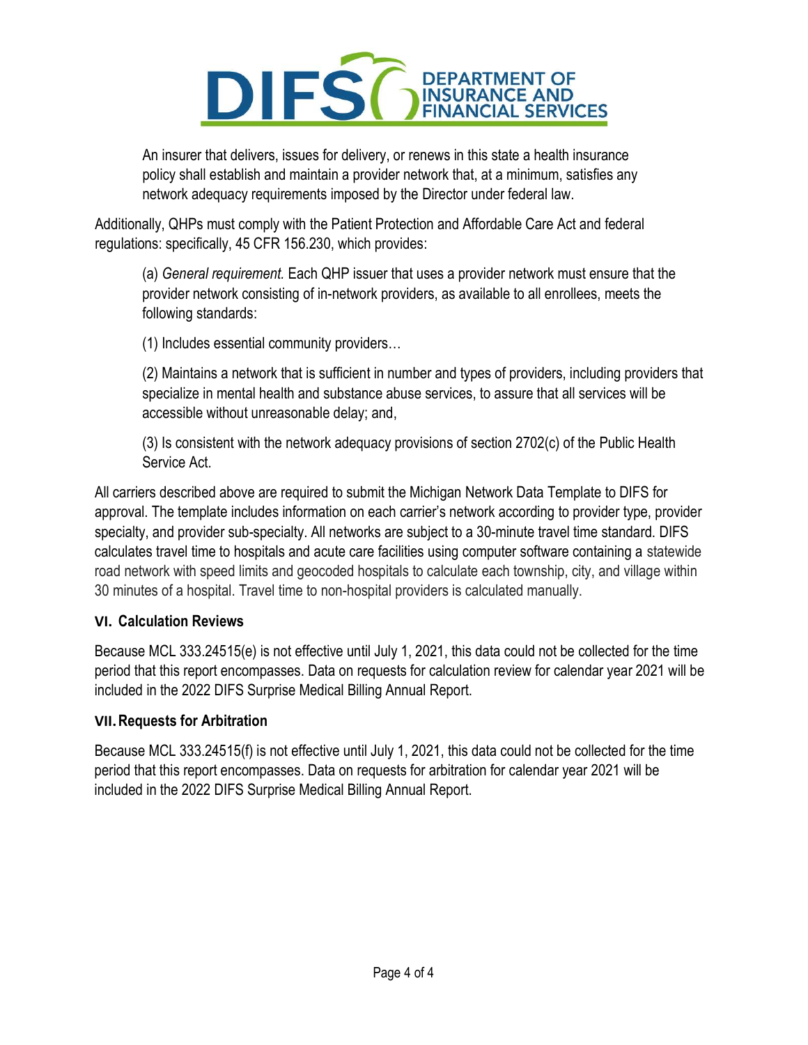> An insurer that delivers, issues for delivery, or renews in this state a health insurance policy shall establish and maintain a provider network that, at a minimum, satisfies any network adequacy requirements imposed by the Director under federal law.

Additionally, QHPs must comply with the Patient Protection and Affordable Care Act and federal regulations: specifically, 45 CFR 156.230, which provides:

> (a) *General requirement.* Each QHP issuer that uses a provider network must ensure that the provider network consisting of in-network providers, as available to all enrollees, meets the following standards:
>
> (1) Includes essential community providers…
>
> (2) Maintains a network that is sufficient in number and types of providers, including providers that specialize in mental health and substance abuse services, to assure that all services will be accessible without unreasonable delay; and,
>
> (3) Is consistent with the network adequacy provisions of section 2702(c) of the Public Health Service Act.

All carriers described above are required to submit the Michigan Network Data Template to DIFS for approval. The template includes information on each carrier's network according to provider type, provider specialty, and provider sub-specialty. All networks are subject to a 30-minute travel time standard. DIFS calculates travel time to hospitals and acute care facilities using computer software containing a statewide road network with speed limits and geocoded hospitals to calculate each township, city, and village within 30 minutes of a hospital. Travel time to non-hospital providers is calculated manually.

## VI. Calculation Reviews

Because MCL 333.24515(e) is not effective until July 1, 2021, this data could not be collected for the time period that this report encompasses. Data on requests for calculation review for calendar year 2021 will be included in the 2022 DIFS Surprise Medical Billing Annual Report.

## VII. Requests for Arbitration

Because MCL 333.24515(f) is not effective until July 1, 2021, this data could not be collected for the time period that this report encompasses. Data on requests for arbitration for calendar year 2021 will be included in the 2022 DIFS Surprise Medical Billing Annual Report.